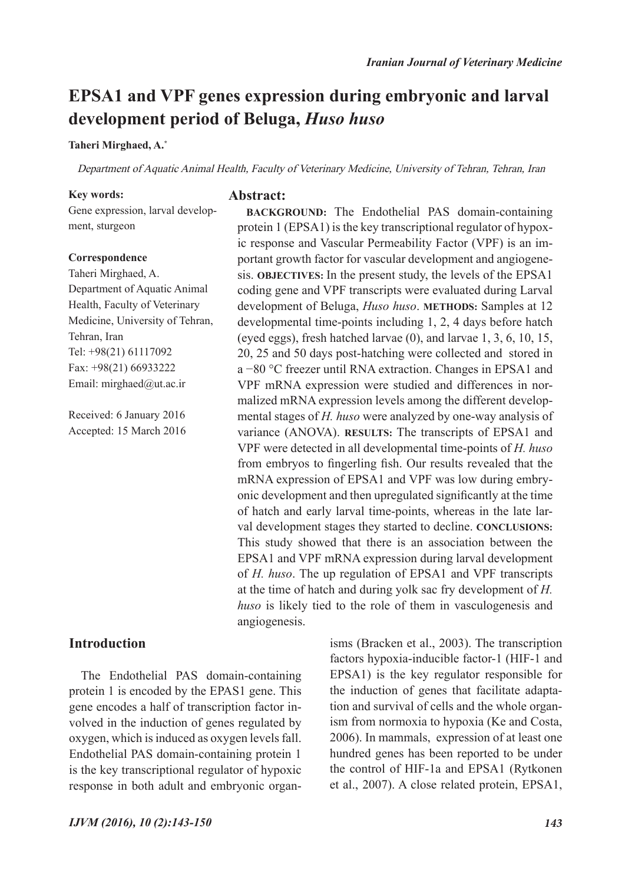# EPSA1 and VPF genes expression during embryonic and larval development period of Beluga, *Huso huso*

**Taheri Mirghaed, A.***

*Department of Aquatic Animal Health, Faculty of Veterinary Medicine, University of Tehran, Tehran, Iran*

**Key words:**
Gene expression, larval development, sturgeon

**Correspondence**
Taheri Mirghaed, A.
Department of Aquatic Animal Health, Faculty of Veterinary Medicine, University of Tehran, Tehran, Iran
Tel: +98(21) 61117092
Fax: +98(21) 66933222
Email: mirghaed@ut.ac.ir

Received: 6 January 2016
Accepted: 15 March 2016

## Abstract:

**BACKGROUND:** The Endothelial PAS domain-containing protein 1 (EPSA1) is the key transcriptional regulator of hypoxic response and Vascular Permeability Factor (VPF) is an important growth factor for vascular development and angiogenesis. **OBJECTIVES:** In the present study, the levels of the EPSA1 coding gene and VPF transcripts were evaluated during Larval development of Beluga, *Huso huso*. **METHODS:** Samples at 12 developmental time-points including 1, 2, 4 days before hatch (eyed eggs), fresh hatched larvae (0), and larvae 1, 3, 6, 10, 15, 20, 25 and 50 days post-hatching were collected and stored in a −80 °C freezer until RNA extraction. Changes in EPSA1 and VPF mRNA expression were studied and differences in normalized mRNA expression levels among the different developmental stages of *H. huso* were analyzed by one-way analysis of variance (ANOVA). **RESULTS:** The transcripts of EPSA1 and VPF were detected in all developmental time-points of *H. huso* from embryos to fingerling fish. Our results revealed that the mRNA expression of EPSA1 and VPF was low during embryonic development and then upregulated significantly at the time of hatch and early larval time-points, whereas in the late larval development stages they started to decline. **CONCLUSIONS:** This study showed that there is an association between the EPSA1 and VPF mRNA expression during larval development of *H. huso*. The up regulation of EPSA1 and VPF transcripts at the time of hatch and during yolk sac fry development of *H. huso* is likely tied to the role of them in vasculogenesis and angiogenesis.

## Introduction

The Endothelial PAS domain-containing protein 1 is encoded by the EPAS1 gene. This gene encodes a half of transcription factor involved in the induction of genes regulated by oxygen, which is induced as oxygen levels fall. Endothelial PAS domain-containing protein 1 is the key transcriptional regulator of hypoxic response in both adult and embryonic organisms (Bracken et al., 2003). The transcription factors hypoxia-inducible factor-1 (HIF-1 and EPSA1) is the key regulator responsible for the induction of genes that facilitate adaptation and survival of cells and the whole organism from normoxia to hypoxia (Ke and Costa, 2006). In mammals, expression of at least one hundred genes has been reported to be under the control of HIF-1a and EPSA1 (Rytkonen et al., 2007). A close related protein, EPSA1,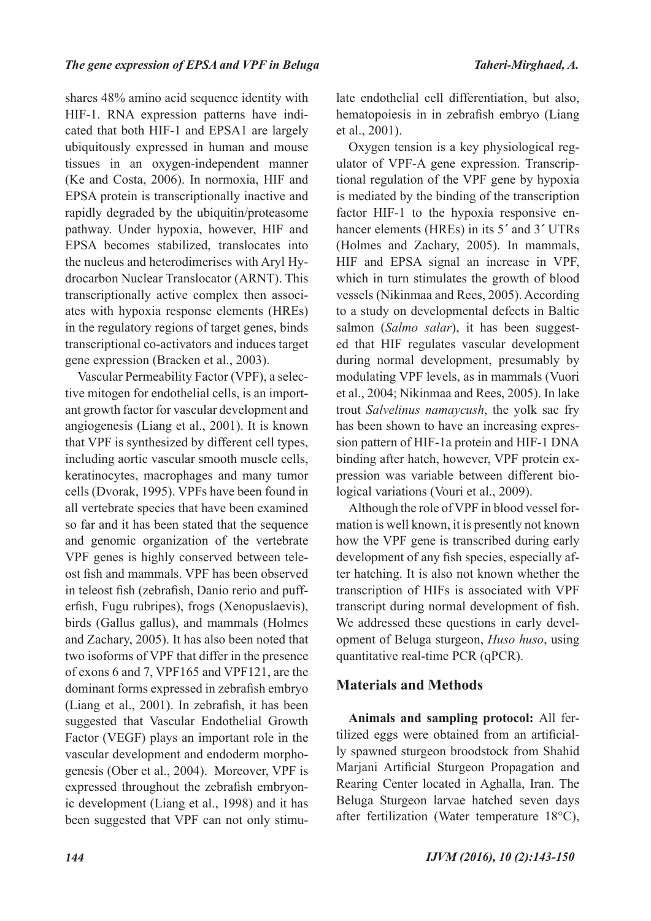shares 48% amino acid sequence identity with HIF-1. RNA expression patterns have indicated that both HIF-1 and EPSA1 are largely ubiquitously expressed in human and mouse tissues in an oxygen-independent manner (Ke and Costa, 2006). In normoxia, HIF and EPSA protein is transcriptionally inactive and rapidly degraded by the ubiquitin/proteasome pathway. Under hypoxia, however, HIF and EPSA becomes stabilized, translocates into the nucleus and heterodimerises with Aryl Hydrocarbon Nuclear Translocator (ARNT). This transcriptionally active complex then associates with hypoxia response elements (HREs) in the regulatory regions of target genes, binds transcriptional co-activators and induces target gene expression (Bracken et al., 2003).

Vascular Permeability Factor (VPF), a selective mitogen for endothelial cells, is an important growth factor for vascular development and angiogenesis (Liang et al., 2001). It is known that VPF is synthesized by different cell types, including aortic vascular smooth muscle cells, keratinocytes, macrophages and many tumor cells (Dvorak, 1995). VPFs have been found in all vertebrate species that have been examined so far and it has been stated that the sequence and genomic organization of the vertebrate VPF genes is highly conserved between teleost fish and mammals. VPF has been observed in teleost fish (zebrafish, Danio rerio and pufferfish, Fugu rubripes), frogs (Xenopuslaevis), birds (Gallus gallus), and mammals (Holmes and Zachary, 2005). It has also been noted that two isoforms of VPF that differ in the presence of exons 6 and 7, VPF165 and VPF121, are the dominant forms expressed in zebrafish embryo (Liang et al., 2001). In zebrafish, it has been suggested that Vascular Endothelial Growth Factor (VEGF) plays an important role in the vascular development and endoderm morphogenesis (Ober et al., 2004). Moreover, VPF is expressed throughout the zebrafish embryonic development (Liang et al., 1998) and it has been suggested that VPF can not only stimulate endothelial cell differentiation, but also, hematopoiesis in in zebrafish embryo (Liang et al., 2001).

Oxygen tension is a key physiological regulator of VPF-A gene expression. Transcriptional regulation of the VPF gene by hypoxia is mediated by the binding of the transcription factor HIF-1 to the hypoxia responsive enhancer elements (HREs) in its 5′ and 3′ UTRs (Holmes and Zachary, 2005). In mammals, HIF and EPSA signal an increase in VPF, which in turn stimulates the growth of blood vessels (Nikinmaa and Rees, 2005). According to a study on developmental defects in Baltic salmon (*Salmo salar*), it has been suggested that HIF regulates vascular development during normal development, presumably by modulating VPF levels, as in mammals (Vuori et al., 2004; Nikinmaa and Rees, 2005). In lake trout *Salvelinus namaycush*, the yolk sac fry has been shown to have an increasing expression pattern of HIF-1a protein and HIF-1 DNA binding after hatch, however, VPF protein expression was variable between different biological variations (Vouri et al., 2009).

Although the role of VPF in blood vessel formation is well known, it is presently not known how the VPF gene is transcribed during early development of any fish species, especially after hatching. It is also not known whether the transcription of HIFs is associated with VPF transcript during normal development of fish. We addressed these questions in early development of Beluga sturgeon, *Huso huso*, using quantitative real-time PCR (qPCR).

## Materials and Methods

**Animals and sampling protocol:** All fertilized eggs were obtained from an artificially spawned sturgeon broodstock from Shahid Marjani Artificial Sturgeon Propagation and Rearing Center located in Aghalla, Iran. The Beluga Sturgeon larvae hatched seven days after fertilization (Water temperature 18°C),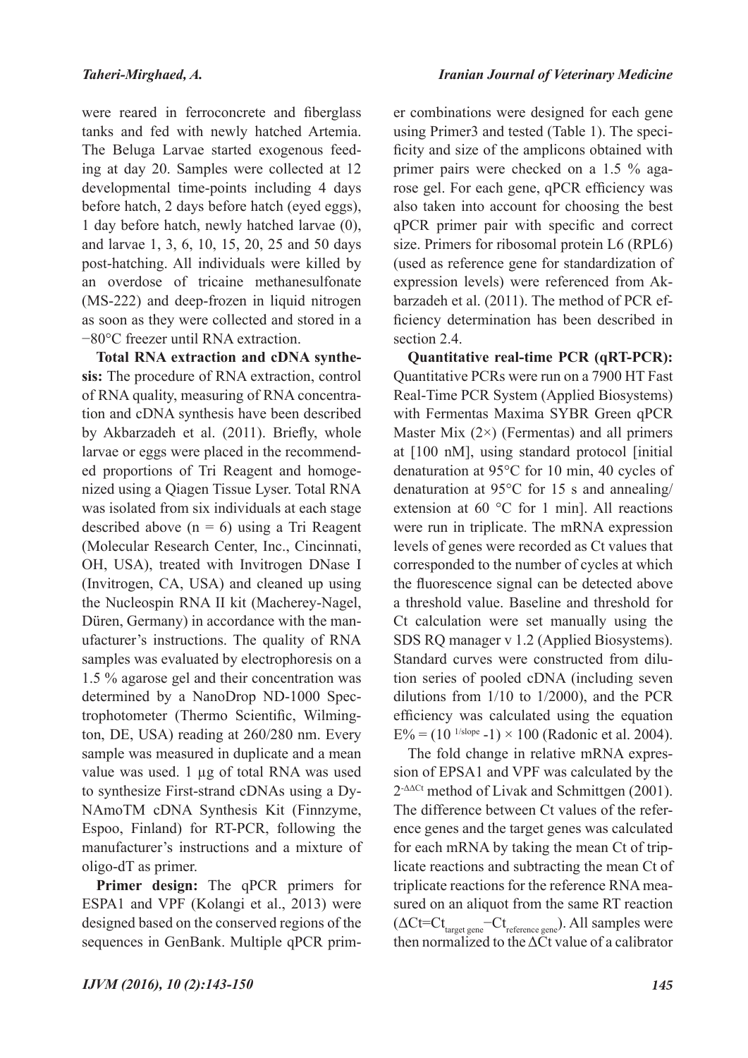were reared in ferroconcrete and fiberglass tanks and fed with newly hatched Artemia. The Beluga Larvae started exogenous feeding at day 20. Samples were collected at 12 developmental time-points including 4 days before hatch, 2 days before hatch (eyed eggs), 1 day before hatch, newly hatched larvae (0), and larvae 1, 3, 6, 10, 15, 20, 25 and 50 days post-hatching. All individuals were killed by an overdose of tricaine methanesulfonate (MS-222) and deep-frozen in liquid nitrogen as soon as they were collected and stored in a −80°C freezer until RNA extraction.

**Total RNA extraction and cDNA synthesis:** The procedure of RNA extraction, control of RNA quality, measuring of RNA concentration and cDNA synthesis have been described by Akbarzadeh et al. (2011). Briefly, whole larvae or eggs were placed in the recommended proportions of Tri Reagent and homogenized using a Qiagen Tissue Lyser. Total RNA was isolated from six individuals at each stage described above ($n = 6$) using a Tri Reagent (Molecular Research Center, Inc., Cincinnati, OH, USA), treated with Invitrogen DNase I (Invitrogen, CA, USA) and cleaned up using the Nucleospin RNA II kit (Macherey-Nagel, Düren, Germany) in accordance with the manufacturer's instructions. The quality of RNA samples was evaluated by electrophoresis on a 1.5 % agarose gel and their concentration was determined by a NanoDrop ND-1000 Spectrophotometer (Thermo Scientific, Wilmington, DE, USA) reading at 260/280 nm. Every sample was measured in duplicate and a mean value was used. 1 µg of total RNA was used to synthesize First-strand cDNAs using a DyNAmoTM cDNA Synthesis Kit (Finnzyme, Espoo, Finland) for RT-PCR, following the manufacturer's instructions and a mixture of oligo-dT as primer.

**Primer design:** The qPCR primers for ESPA1 and VPF (Kolangi et al., 2013) were designed based on the conserved regions of the sequences in GenBank. Multiple qPCR primer combinations were designed for each gene using Primer3 and tested (Table 1). The specificity and size of the amplicons obtained with primer pairs were checked on a 1.5 % agarose gel. For each gene, qPCR efficiency was also taken into account for choosing the best qPCR primer pair with specific and correct size. Primers for ribosomal protein L6 (RPL6) (used as reference gene for standardization of expression levels) were referenced from Akbarzadeh et al. (2011). The method of PCR efficiency determination has been described in section 2.4.

**Quantitative real-time PCR (qRT-PCR):** Quantitative PCRs were run on a 7900 HT Fast Real-Time PCR System (Applied Biosystems) with Fermentas Maxima SYBR Green qPCR Master Mix (2×) (Fermentas) and all primers at [100 nM], using standard protocol [initial denaturation at 95°C for 10 min, 40 cycles of denaturation at 95°C for 15 s and annealing/extension at 60 °C for 1 min]. All reactions were run in triplicate. The mRNA expression levels of genes were recorded as Ct values that corresponded to the number of cycles at which the fluorescence signal can be detected above a threshold value. Baseline and threshold for Ct calculation were set manually using the SDS RQ manager v 1.2 (Applied Biosystems). Standard curves were constructed from dilution series of pooled cDNA (including seven dilutions from 1/10 to 1/2000), and the PCR efficiency was calculated using the equation $E\% = (10^{1/slope} - 1) \times 100$ (Radonic et al. 2004).

The fold change in relative mRNA expression of EPSA1 and VPF was calculated by the $2^{-\Delta\Delta Ct}$ method of Livak and Schmittgen (2001). The difference between Ct values of the reference genes and the target genes was calculated for each mRNA by taking the mean Ct of triplicate reactions and subtracting the mean Ct of triplicate reactions for the reference RNA measured on an aliquot from the same RT reaction ($\Delta Ct = Ct_{target\ gene} - Ct_{reference\ gene}$). All samples were then normalized to the $\Delta Ct$ value of a calibrator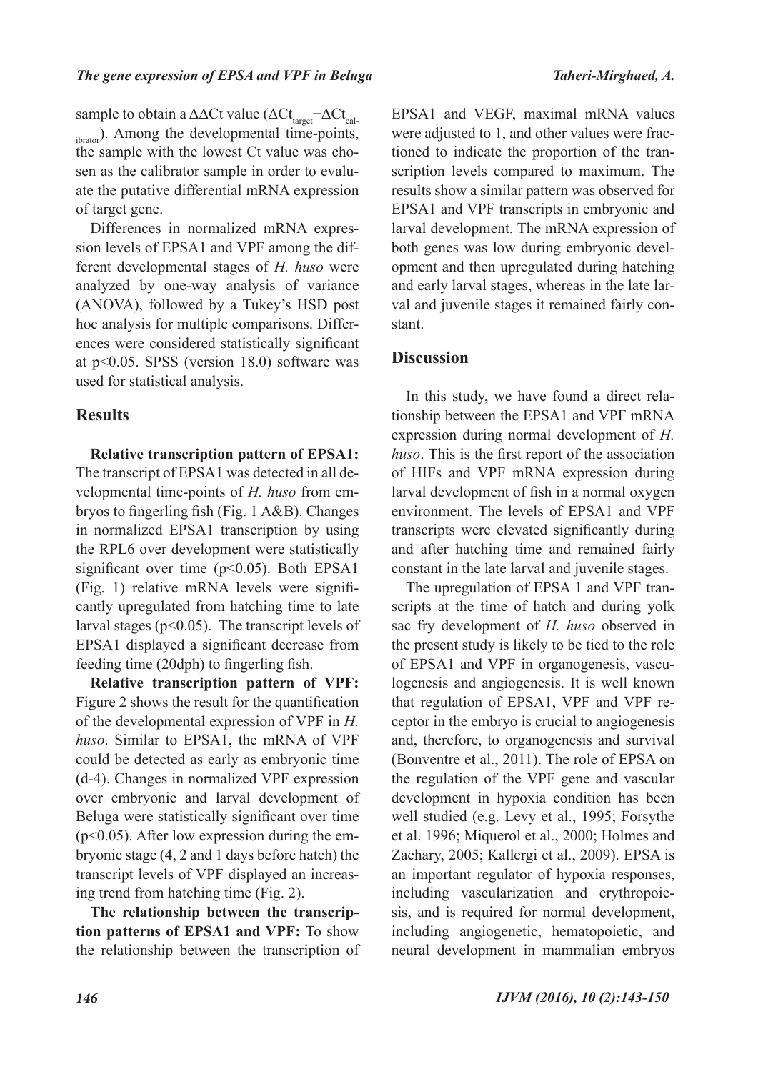sample to obtain a ΔΔCt value ($\Delta Ct_{target} - \Delta Ct_{calibrator}$). Among the developmental time-points, the sample with the lowest Ct value was chosen as the calibrator sample in order to evaluate the putative differential mRNA expression of target gene.

Differences in normalized mRNA expression levels of EPSA1 and VPF among the different developmental stages of *H. huso* were analyzed by one-way analysis of variance (ANOVA), followed by a Tukey's HSD post hoc analysis for multiple comparisons. Differences were considered statistically significant at $p<0.05$. SPSS (version 18.0) software was used for statistical analysis.

## Results

**Relative transcription pattern of EPSA1:** The transcript of EPSA1 was detected in all developmental time-points of *H. huso* from embryos to fingerling fish (Fig. 1 A&B). Changes in normalized EPSA1 transcription by using the RPL6 over development were statistically significant over time ($p<0.05$). Both EPSA1 (Fig. 1) relative mRNA levels were significantly upregulated from hatching time to late larval stages ($p<0.05$). The transcript levels of EPSA1 displayed a significant decrease from feeding time (20dph) to fingerling fish.

**Relative transcription pattern of VPF:** Figure 2 shows the result for the quantification of the developmental expression of VPF in *H. huso*. Similar to EPSA1, the mRNA of VPF could be detected as early as embryonic time (d-4). Changes in normalized VPF expression over embryonic and larval development of Beluga were statistically significant over time ($p<0.05$). After low expression during the embryonic stage (4, 2 and 1 days before hatch) the transcript levels of VPF displayed an increasing trend from hatching time (Fig. 2).

**The relationship between the transcription patterns of EPSA1 and VPF:** To show the relationship between the transcription of EPSA1 and VEGF, maximal mRNA values were adjusted to 1, and other values were fractioned to indicate the proportion of the transcription levels compared to maximum. The results show a similar pattern was observed for EPSA1 and VPF transcripts in embryonic and larval development. The mRNA expression of both genes was low during embryonic development and then upregulated during hatching and early larval stages, whereas in the late larval and juvenile stages it remained fairly constant.

## Discussion

In this study, we have found a direct relationship between the EPSA1 and VPF mRNA expression during normal development of *H. huso*. This is the first report of the association of HIFs and VPF mRNA expression during larval development of fish in a normal oxygen environment. The levels of EPSA1 and VPF transcripts were elevated significantly during and after hatching time and remained fairly constant in the late larval and juvenile stages.

The upregulation of EPSA 1 and VPF transcripts at the time of hatch and during yolk sac fry development of *H. huso* observed in the present study is likely to be tied to the role of EPSA1 and VPF in organogenesis, vasculogenesis and angiogenesis. It is well known that regulation of EPSA1, VPF and VPF receptor in the embryo is crucial to angiogenesis and, therefore, to organogenesis and survival (Bonventre et al., 2011). The role of EPSA on the regulation of the VPF gene and vascular development in hypoxia condition has been well studied (e.g. Levy et al., 1995; Forsythe et al. 1996; Miquerol et al., 2000; Holmes and Zachary, 2005; Kallergi et al., 2009). EPSA is an important regulator of hypoxia responses, including vascularization and erythropoiesis, and is required for normal development, including angiogenetic, hematopoietic, and neural development in mammalian embryos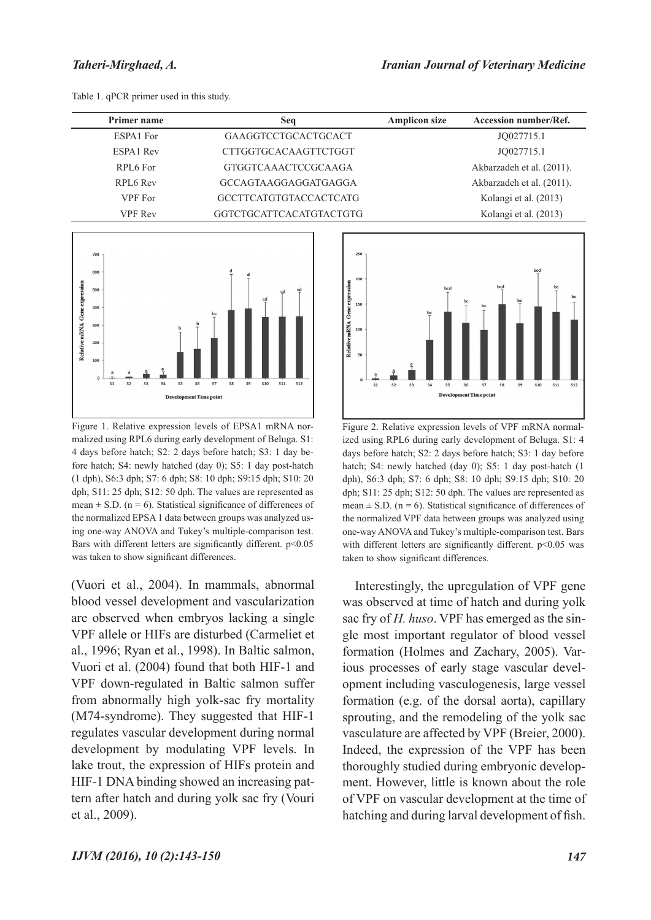Table 1. qPCR primer used in this study.

| Primer name | Seq | Amplicon size | Accession number/Ref. |
|---|---|---|---|
| ESPA1 For | GAAGGTCCTGCACTGCACT | | JQ027715.1 |
| ESPA1 Rev | CTTGGTGCACAAGTTCTGGT | | JQ027715.1 |
| RPL6 For | GTGGTCAAACTCCGCAAGA | | Akbarzadeh et al. (2011). |
| RPL6 Rev | GCCAGTAAGGAGGATGAGGA | | Akbarzadeh et al. (2011). |
| VPF For | GCCTTCATGTGTACCACTCATG | | Kolangi et al. (2013) |
| VPF Rev | GGTCTGCATTCACATGTACTGTG | | Kolangi et al. (2013) |

Figure 1. Relative expression levels of EPSA1 mRNA normalized using RPL6 during early development of Beluga. S1: 4 days before hatch; S2: 2 days before hatch; S3: 1 day before hatch; S4: newly hatched (day 0); S5: 1 day post-hatch (1 dph), S6:3 dph; S7: 6 dph; S8: 10 dph; S9:15 dph; S10: 20 dph; S11: 25 dph; S12: 50 dph. The values are represented as mean ± S.D. (n = 6). Statistical significance of differences of the normalized EPSA 1 data between groups was analyzed using one-way ANOVA and Tukey's multiple-comparison test. Bars with different letters are significantly different. $p<0.05$ was taken to show significant differences.

Figure 2. Relative expression levels of VPF mRNA normalized using RPL6 during early development of Beluga. S1: 4 days before hatch; S2: 2 days before hatch; S3: 1 day before hatch; S4: newly hatched (day 0); S5: 1 day post-hatch (1 dph), S6:3 dph; S7: 6 dph; S8: 10 dph; S9:15 dph; S10: 20 dph; S11: 25 dph; S12: 50 dph. The values are represented as mean ± S.D. (n = 6). Statistical significance of differences of the normalized VPF data between groups was analyzed using one-way ANOVA and Tukey's multiple-comparison test. Bars with different letters are significantly different. $p<0.05$ was taken to show significant differences.

(Vuori et al., 2004). In mammals, abnormal blood vessel development and vascularization are observed when embryos lacking a single VPF allele or HIFs are disturbed (Carmeliet et al., 1996; Ryan et al., 1998). In Baltic salmon, Vuori et al. (2004) found that both HIF-1 and VPF down-regulated in Baltic salmon suffer from abnormally high yolk-sac fry mortality (M74-syndrome). They suggested that HIF-1 regulates vascular development during normal development by modulating VPF levels. In lake trout, the expression of HIFs protein and HIF-1 DNA binding showed an increasing pattern after hatch and during yolk sac fry (Vouri et al., 2009).

Interestingly, the upregulation of VPF gene was observed at time of hatch and during yolk sac fry of *H. huso*. VPF has emerged as the single most important regulator of blood vessel formation (Holmes and Zachary, 2005). Various processes of early stage vascular development including vasculogenesis, large vessel formation (e.g. of the dorsal aorta), capillary sprouting, and the remodeling of the yolk sac vasculature are affected by VPF (Breier, 2000). Indeed, the expression of the VPF has been thoroughly studied during embryonic development. However, little is known about the role of VPF on vascular development at the time of hatching and during larval development of fish.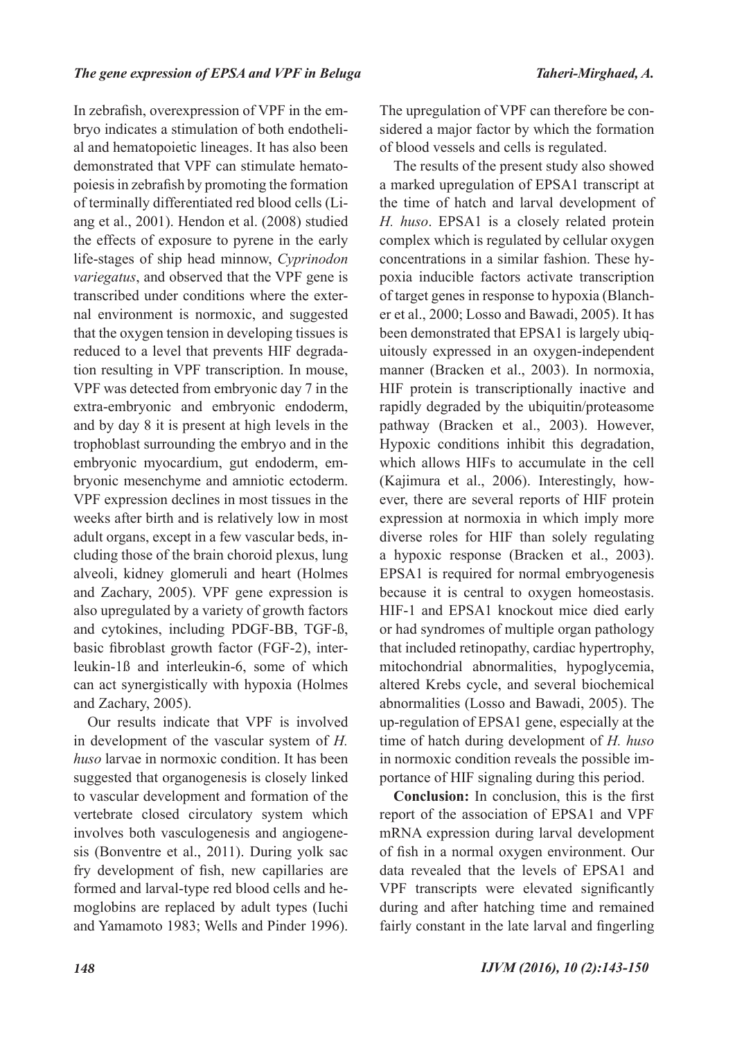In zebrafish, overexpression of VPF in the embryo indicates a stimulation of both endothelial and hematopoietic lineages. It has also been demonstrated that VPF can stimulate hematopoiesis in zebrafish by promoting the formation of terminally differentiated red blood cells (Liang et al., 2001). Hendon et al. (2008) studied the effects of exposure to pyrene in the early life-stages of ship head minnow, *Cyprinodon variegatus*, and observed that the VPF gene is transcribed under conditions where the external environment is normoxic, and suggested that the oxygen tension in developing tissues is reduced to a level that prevents HIF degradation resulting in VPF transcription. In mouse, VPF was detected from embryonic day 7 in the extra-embryonic and embryonic endoderm, and by day 8 it is present at high levels in the trophoblast surrounding the embryo and in the embryonic myocardium, gut endoderm, embryonic mesenchyme and amniotic ectoderm. VPF expression declines in most tissues in the weeks after birth and is relatively low in most adult organs, except in a few vascular beds, including those of the brain choroid plexus, lung alveoli, kidney glomeruli and heart (Holmes and Zachary, 2005). VPF gene expression is also upregulated by a variety of growth factors and cytokines, including PDGF-BB, TGF-ß, basic fibroblast growth factor (FGF-2), interleukin-1ß and interleukin-6, some of which can act synergistically with hypoxia (Holmes and Zachary, 2005).

Our results indicate that VPF is involved in development of the vascular system of *H. huso* larvae in normoxic condition. It has been suggested that organogenesis is closely linked to vascular development and formation of the vertebrate closed circulatory system which involves both vasculogenesis and angiogenesis (Bonventre et al., 2011). During yolk sac fry development of fish, new capillaries are formed and larval-type red blood cells and hemoglobins are replaced by adult types (Iuchi and Yamamoto 1983; Wells and Pinder 1996). The upregulation of VPF can therefore be considered a major factor by which the formation of blood vessels and cells is regulated.

The results of the present study also showed a marked upregulation of EPSA1 transcript at the time of hatch and larval development of *H. huso*. EPSA1 is a closely related protein complex which is regulated by cellular oxygen concentrations in a similar fashion. These hypoxia inducible factors activate transcription of target genes in response to hypoxia (Blancher et al., 2000; Losso and Bawadi, 2005). It has been demonstrated that EPSA1 is largely ubiquitously expressed in an oxygen-independent manner (Bracken et al., 2003). In normoxia, HIF protein is transcriptionally inactive and rapidly degraded by the ubiquitin/proteasome pathway (Bracken et al., 2003). However, Hypoxic conditions inhibit this degradation, which allows HIFs to accumulate in the cell (Kajimura et al., 2006). Interestingly, however, there are several reports of HIF protein expression at normoxia in which imply more diverse roles for HIF than solely regulating a hypoxic response (Bracken et al., 2003). EPSA1 is required for normal embryogenesis because it is central to oxygen homeostasis. HIF-1 and EPSA1 knockout mice died early or had syndromes of multiple organ pathology that included retinopathy, cardiac hypertrophy, mitochondrial abnormalities, hypoglycemia, altered Krebs cycle, and several biochemical abnormalities (Losso and Bawadi, 2005). The up-regulation of EPSA1 gene, especially at the time of hatch during development of *H. huso* in normoxic condition reveals the possible importance of HIF signaling during this period.

**Conclusion:** In conclusion, this is the first report of the association of EPSA1 and VPF mRNA expression during larval development of fish in a normal oxygen environment. Our data revealed that the levels of EPSA1 and VPF transcripts were elevated significantly during and after hatching time and remained fairly constant in the late larval and fingerling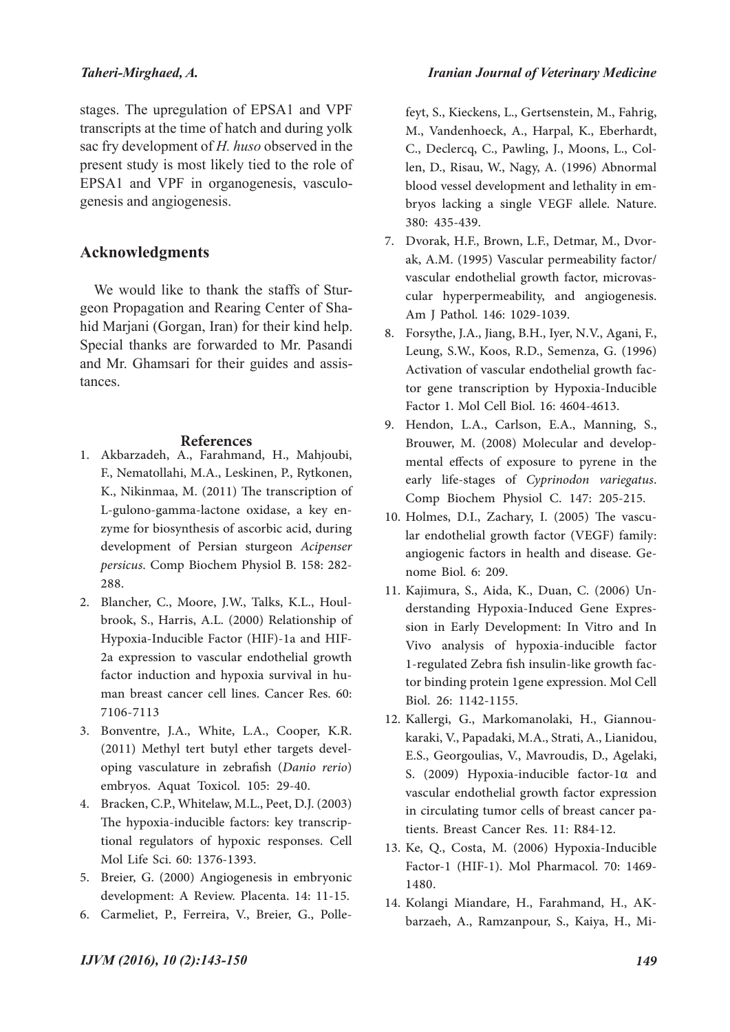stages. The upregulation of EPSA1 and VPF transcripts at the time of hatch and during yolk sac fry development of *H. huso* observed in the present study is most likely tied to the role of EPSA1 and VPF in organogenesis, vasculogenesis and angiogenesis.

## Acknowledgments

We would like to thank the staffs of Sturgeon Propagation and Rearing Center of Shahid Marjani (Gorgan, Iran) for their kind help. Special thanks are forwarded to Mr. Pasandi and Mr. Ghamsari for their guides and assistances.

## References

1. Akbarzadeh, A., Farahmand, H., Mahjoubi, F., Nematollahi, M.A., Leskinen, P., Rytkonen, K., Nikinmaa, M. (2011) The transcription of L-gulono-gamma-lactone oxidase, a key enzyme for biosynthesis of ascorbic acid, during development of Persian sturgeon *Acipenser persicus*. Comp Biochem Physiol B. 158: 282-288.
2. Blancher, C., Moore, J.W., Talks, K.L., Houlbrook, S., Harris, A.L. (2000) Relationship of Hypoxia-Inducible Factor (HIF)-1a and HIF-2a expression to vascular endothelial growth factor induction and hypoxia survival in human breast cancer cell lines. Cancer Res. 60: 7106-7113
3. Bonventre, J.A., White, L.A., Cooper, K.R. (2011) Methyl tert butyl ether targets developing vasculature in zebrafish (*Danio rerio*) embryos. Aquat Toxicol. 105: 29-40.
4. Bracken, C.P., Whitelaw, M.L., Peet, D.J. (2003) The hypoxia-inducible factors: key transcriptional regulators of hypoxic responses. Cell Mol Life Sci. 60: 1376-1393.
5. Breier, G. (2000) Angiogenesis in embryonic development: A Review. Placenta. 14: 11-15.
6. Carmeliet, P., Ferreira, V., Breier, G., Pollefeyt, S., Kieckens, L., Gertsenstein, M., Fahrig, M., Vandenhoeck, A., Harpal, K., Eberhardt, C., Declercq, C., Pawling, J., Moons, L., Collen, D., Risau, W., Nagy, A. (1996) Abnormal blood vessel development and lethality in embryos lacking a single VEGF allele. Nature. 380: 435-439.
7. Dvorak, H.F., Brown, L.F., Detmar, M., Dvorak, A.M. (1995) Vascular permeability factor/vascular endothelial growth factor, microvascular hyperpermeability, and angiogenesis. Am J Pathol. 146: 1029-1039.
8. Forsythe, J.A., Jiang, B.H., Iyer, N.V., Agani, F., Leung, S.W., Koos, R.D., Semenza, G. (1996) Activation of vascular endothelial growth factor gene transcription by Hypoxia-Inducible Factor 1. Mol Cell Biol. 16: 4604-4613.
9. Hendon, L.A., Carlson, E.A., Manning, S., Brouwer, M. (2008) Molecular and developmental effects of exposure to pyrene in the early life-stages of *Cyprinodon variegatus*. Comp Biochem Physiol C. 147: 205-215.
10. Holmes, D.I., Zachary, I. (2005) The vascular endothelial growth factor (VEGF) family: angiogenic factors in health and disease. Genome Biol. 6: 209.
11. Kajimura, S., Aida, K., Duan, C. (2006) Understanding Hypoxia-Induced Gene Expression in Early Development: In Vitro and In Vivo analysis of hypoxia-inducible factor 1-regulated Zebra fish insulin-like growth factor binding protein 1gene expression. Mol Cell Biol. 26: 1142-1155.
12. Kallergi, G., Markomanolaki, H., Giannoukaraki, V., Papadaki, M.A., Strati, A., Lianidou, E.S., Georgoulias, V., Mavroudis, D., Agelaki, S. (2009) Hypoxia-inducible factor-1$\alpha$ and vascular endothelial growth factor expression in circulating tumor cells of breast cancer patients. Breast Cancer Res. 11: R84-12.
13. Ke, Q., Costa, M. (2006) Hypoxia-Inducible Factor-1 (HIF-1). Mol Pharmacol. 70: 1469-1480.
14. Kolangi Miandare, H., Farahmand, H., AKbarzaeh, A., Ramzanpour, S., Kaiya, H., Mi-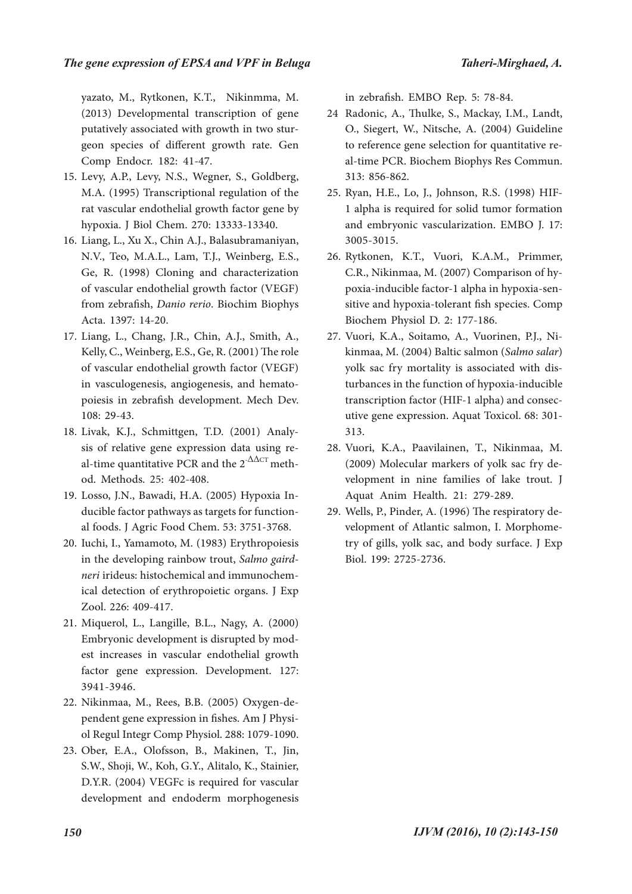yazato, M., Rytkonen, K.T., Nikinmma, M. (2013) Developmental transcription of gene putatively associated with growth in two sturgeon species of different growth rate. Gen Comp Endocr. 182: 41-47.

15. Levy, A.P., Levy, N.S., Wegner, S., Goldberg, M.A. (1995) Transcriptional regulation of the rat vascular endothelial growth factor gene by hypoxia. J Biol Chem. 270: 13333-13340.
16. Liang, L., Xu X., Chin A.J., Balasubramaniyan, N.V., Teo, M.A.L., Lam, T.J., Weinberg, E.S., Ge, R. (1998) Cloning and characterization of vascular endothelial growth factor (VEGF) from zebrafish, *Danio rerio*. Biochim Biophys Acta. 1397: 14-20.
17. Liang, L., Chang, J.R., Chin, A.J., Smith, A., Kelly, C., Weinberg, E.S., Ge, R. (2001) The role of vascular endothelial growth factor (VEGF) in vasculogenesis, angiogenesis, and hematopoiesis in zebrafish development. Mech Dev. 108: 29-43.
18. Livak, K.J., Schmittgen, T.D. (2001) Analysis of relative gene expression data using real-time quantitative PCR and the $2^{-\Delta\Delta CT}$ method. Methods. 25: 402-408.
19. Losso, J.N., Bawadi, H.A. (2005) Hypoxia Inducible factor pathways as targets for functional foods. J Agric Food Chem. 53: 3751-3768.
20. Iuchi, I., Yamamoto, M. (1983) Erythropoiesis in the developing rainbow trout, *Salmo gairdneri* irideus: histochemical and immunochemical detection of erythropoietic organs. J Exp Zool. 226: 409-417.
21. Miquerol, L., Langille, B.L., Nagy, A. (2000) Embryonic development is disrupted by modest increases in vascular endothelial growth factor gene expression. Development. 127: 3941-3946.
22. Nikinmaa, M., Rees, B.B. (2005) Oxygen-dependent gene expression in fishes. Am J Physiol Regul Integr Comp Physiol. 288: 1079-1090.
23. Ober, E.A., Olofsson, B., Makinen, T., Jin, S.W., Shoji, W., Koh, G.Y., Alitalo, K., Stainier, D.Y.R. (2004) VEGFc is required for vascular development and endoderm morphogenesis in zebrafish. EMBO Rep. 5: 78-84.
24. Radonic, A., Thulke, S., Mackay, I.M., Landt, O., Siegert, W., Nitsche, A. (2004) Guideline to reference gene selection for quantitative real-time PCR. Biochem Biophys Res Commun. 313: 856-862.
25. Ryan, H.E., Lo, J., Johnson, R.S. (1998) HIF-1 alpha is required for solid tumor formation and embryonic vascularization. EMBO J. 17: 3005-3015.
26. Rytkonen, K.T., Vuori, K.A.M., Primmer, C.R., Nikinmaa, M. (2007) Comparison of hypoxia-inducible factor-1 alpha in hypoxia-sensitive and hypoxia-tolerant fish species. Comp Biochem Physiol D. 2: 177-186.
27. Vuori, K.A., Soitamo, A., Vuorinen, P.J., Nikinmaa, M. (2004) Baltic salmon (*Salmo salar*) yolk sac fry mortality is associated with disturbances in the function of hypoxia-inducible transcription factor (HIF-1 alpha) and consecutive gene expression. Aquat Toxicol. 68: 301-313.
28. Vuori, K.A., Paavilainen, T., Nikinmaa, M. (2009) Molecular markers of yolk sac fry development in nine families of lake trout. J Aquat Anim Health. 21: 279-289.
29. Wells, P., Pinder, A. (1996) The respiratory development of Atlantic salmon, I. Morphometry of gills, yolk sac, and body surface. J Exp Biol. 199: 2725-2736.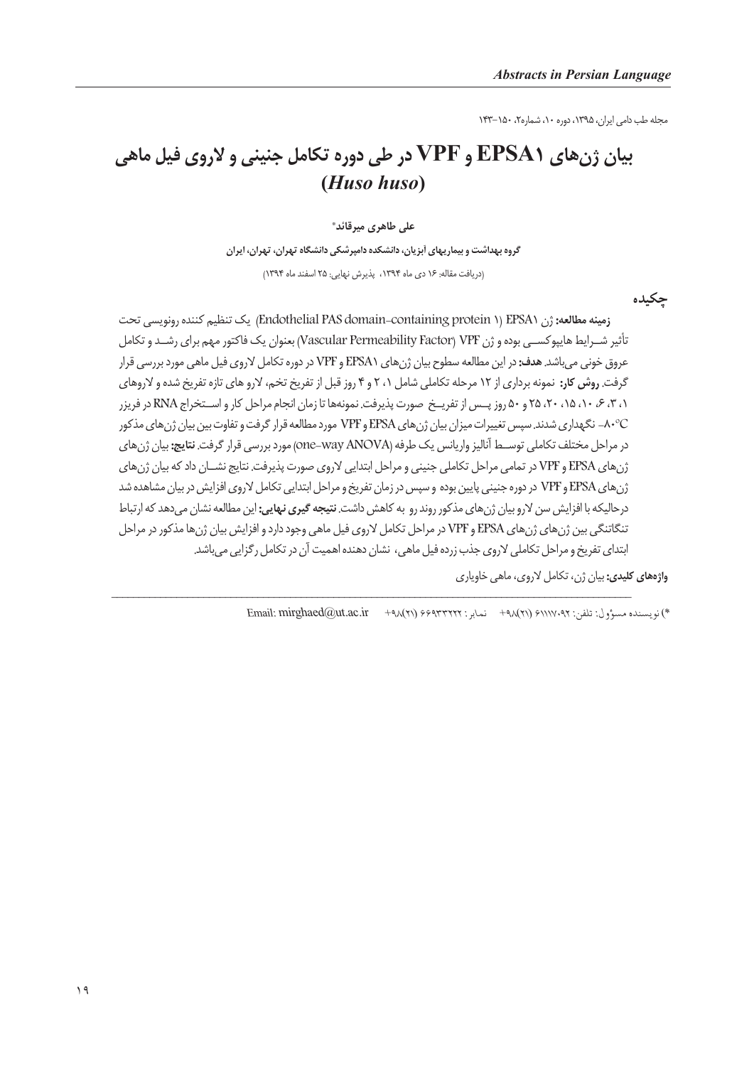مجله طب دامی ایران، ۱۳۹۵، دوره ۱۰، شماره۲، ۱۵۰-۱۴۳

# بیان ژن‌های EPSA1 و VPF در طی دوره تکامل جنینی و لاروی فیل ماهی (*Huso huso*)

**علی طاهری میرقائد***

**گروه بهداشت و بیماریهای آبزیان، دانشکده دامپزشکی دانشگاه تهران، تهران، ایران**

(دریافت مقاله: ۱۶ دی ماه ۱۳۹۴، پذیرش نهایی: ۲۵ اسفند ماه ۱۳۹۴)

## چکیده

**زمینه مطالعه:** ژن EPSA1 (Endothelial PAS domain-containing protein 1) یک تنظیم کننده رونویسی تحت تأثیر شـرایط هایپوکسـی بوده و ژن VPF (Vascular Permeability Factor) بعنوان یک فاکتور مهم برای رشـد و تکامل عروق خونی می‌باشد. **هدف:** در این مطالعه سطوح بیان ژن‌های EPSA1 و VPF در دوره تکامل لاروی فیل ماهی مورد بررسی قرار گرفت. **روش کار:** نمونه برداری از ۱۲ مرحله تکاملی شامل ۱، ۲ و ۴ روز قبل از تفریخ تخم، لارو های تازه تفریخ شده و لاروهای ۱، ۳، ۶، ۱۰، ۱۵، ۲۰، ۲۵ و ۵۰ روز پـس از تفریـخ صورت پذیرفت. نمونه‌ها تا زمان انجام مراحل کار و اسـتخراج RNA در فریزر ۸۰°C- نگهداری شدند. سپس تغییرات میزان بیان ژن‌های EPSA و VPF مورد مطالعه قرار گرفت و تفاوت بین بیان ژن‌های مذکور در مراحل مختلف تکاملی توسـط آنالیز واریانس یک طرفه (one-way ANOVA) مورد بررسی قرار گرفت. **نتایج:** بیان ژن‌های ژن‌های EPSA و VPF در تمامی مراحل تکاملی جنینی و مراحل ابتدایی لاروی صورت پذیرفت. نتایج نشـان داد که بیان ژن‌های ژن‌های EPSA و VPF در دوره جنینی پایین بوده و سپس در زمان تفریخ و مراحل ابتدایی تکامل لاروی افزایش در بیان مشاهده شد درحالیکه با افزایش سن لارو بیان ژن‌های مذکور روند رو به کاهش داشت. **نتیجه گیری نهایی:** این مطالعه نشان می‌دهد که ارتباط تنگاتنگی بین ژن‌های ژن‌های EPSA و VPF در مراحل تکامل لاروی فیل ماهی وجود دارد و افزایش بیان ژن‌ها مذکور در مراحل ابتدای تفریخ و مراحل تکاملی لاروی جذب زرده فیل ماهی، نشان دهنده اهمیت آن در تکامل رگزایی می‌باشد.

**واژه‌های کلیدی:** بیان ژن، تکامل لاروی، ماهی خاویاری

---

*) نویسنده مسؤول: تلفن: ۶۱۱۱۷۰۹۲ (۲۱)۹۸+ نمابر: ۶۶۹۳۳۲۲۲ (۲۱)۹۸+ Email: mirghaed@ut.ac.ir